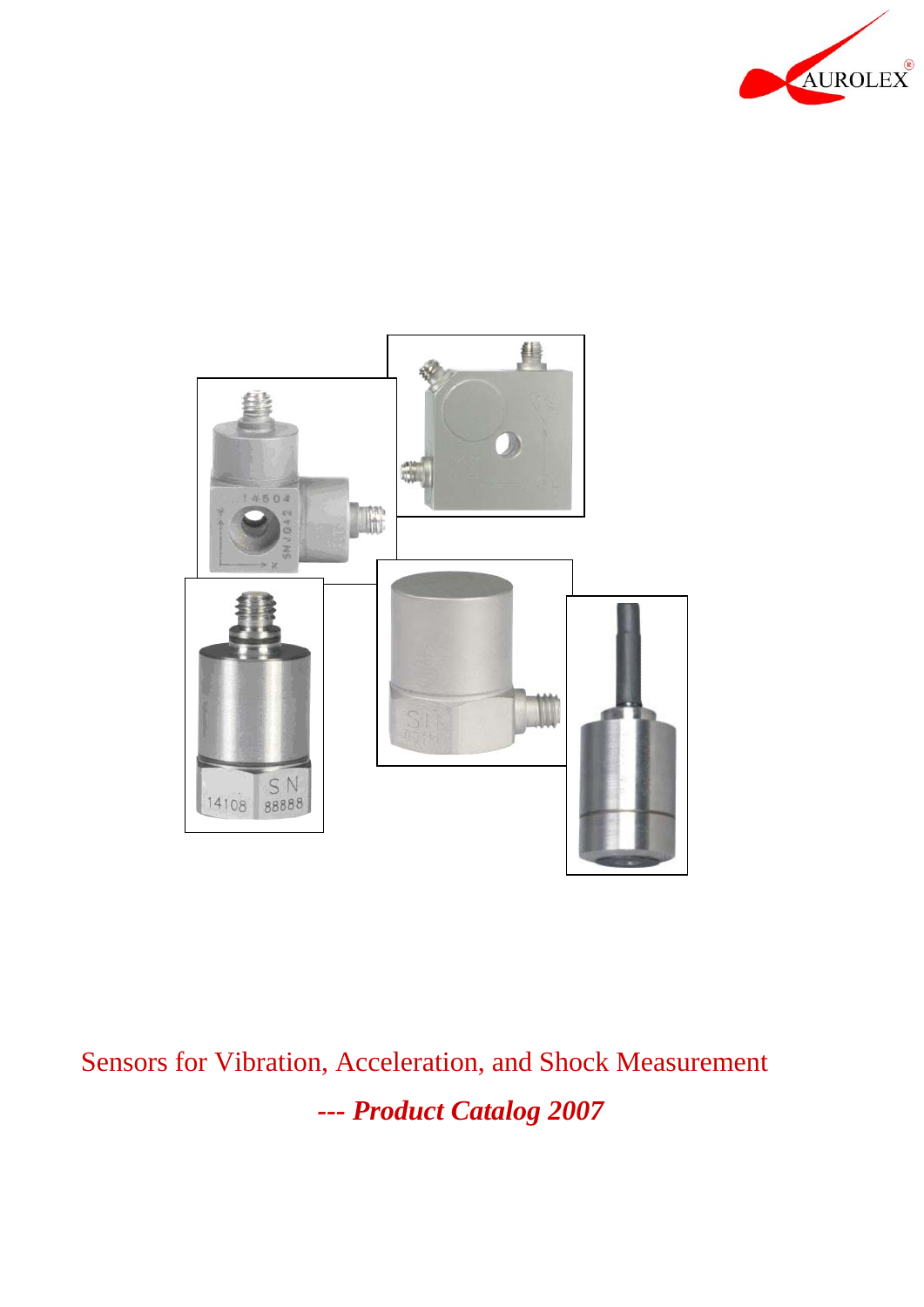AUROLEX®

Sensors for Vibration, Acceleration, and Shock Measurement

***--- Product Catalog 2007***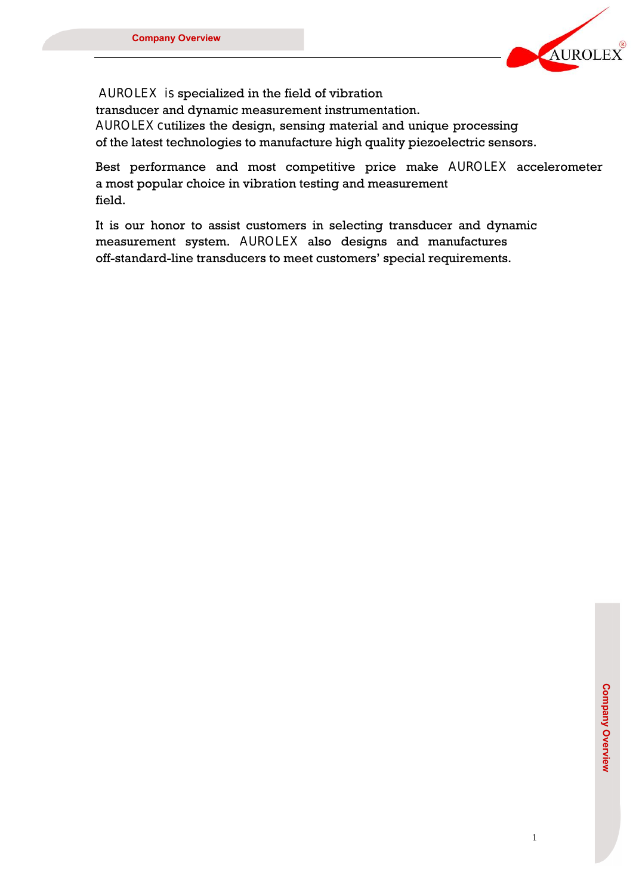AUROLEX is specialized in the field of vibration transducer and dynamic measurement instrumentation. AUROLEX cutilizes the design, sensing material and unique processing of the latest technologies to manufacture high quality piezoelectric sensors.

Best performance and most competitive price make AUROLEX accelerometer a most popular choice in vibration testing and measurement field.

It is our honor to assist customers in selecting transducer and dynamic measurement system. AUROLEX also designs and manufactures off-standard-line transducers to meet customers' special requirements.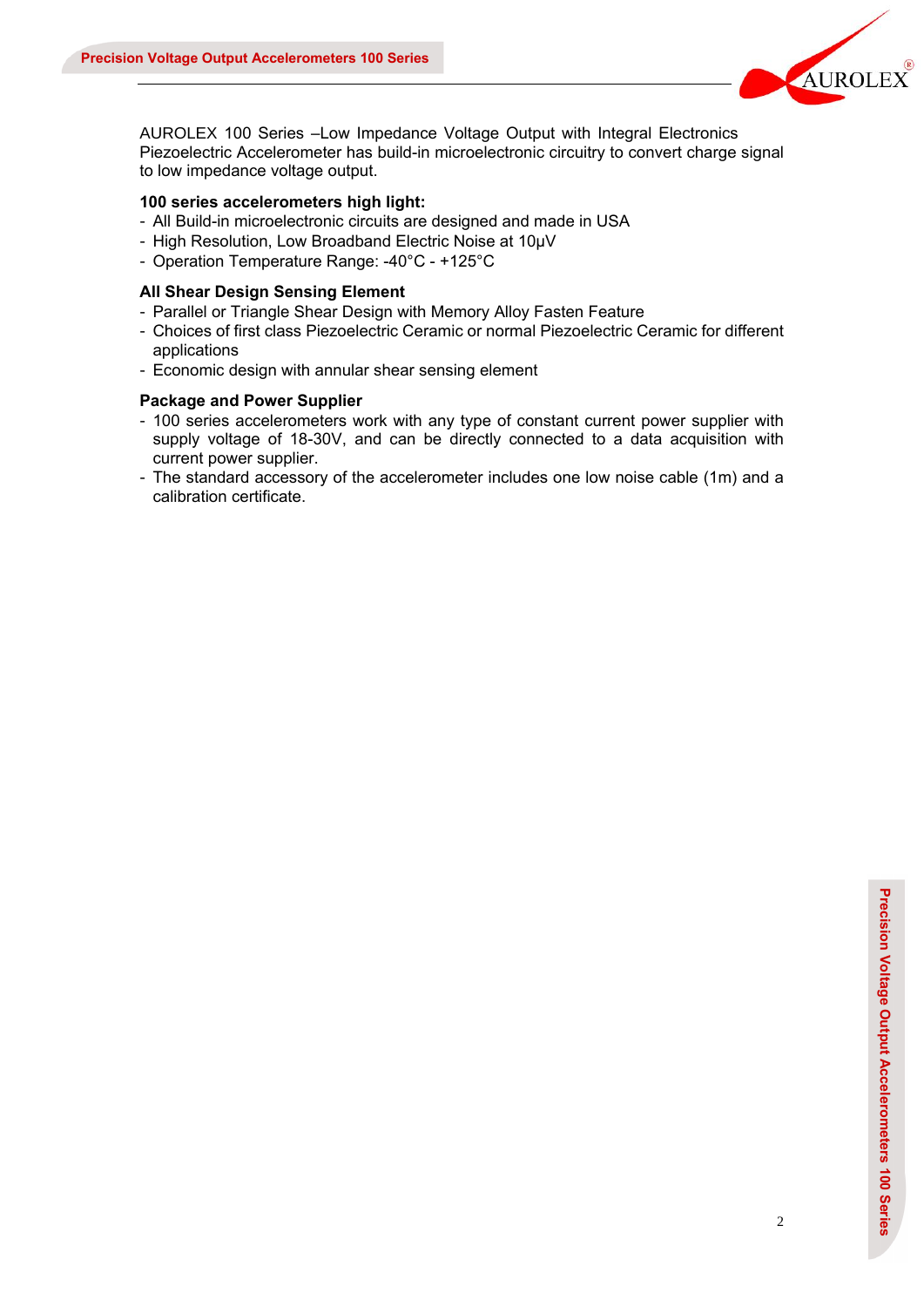AUROLEX 100 Series –Low Impedance Voltage Output with Integral Electronics Piezoelectric Accelerometer has build-in microelectronic circuitry to convert charge signal to low impedance voltage output.

**100 series accelerometers high light:**

- All Build-in microelectronic circuits are designed and made in USA
- High Resolution, Low Broadband Electric Noise at 10μV
- Operation Temperature Range: -40°C - +125°C

**All Shear Design Sensing Element**

- Parallel or Triangle Shear Design with Memory Alloy Fasten Feature
- Choices of first class Piezoelectric Ceramic or normal Piezoelectric Ceramic for different applications
- Economic design with annular shear sensing element

**Package and Power Supplier**

- 100 series accelerometers work with any type of constant current power supplier with supply voltage of 18-30V, and can be directly connected to a data acquisition with current power supplier.
- The standard accessory of the accelerometer includes one low noise cable (1m) and a calibration certificate.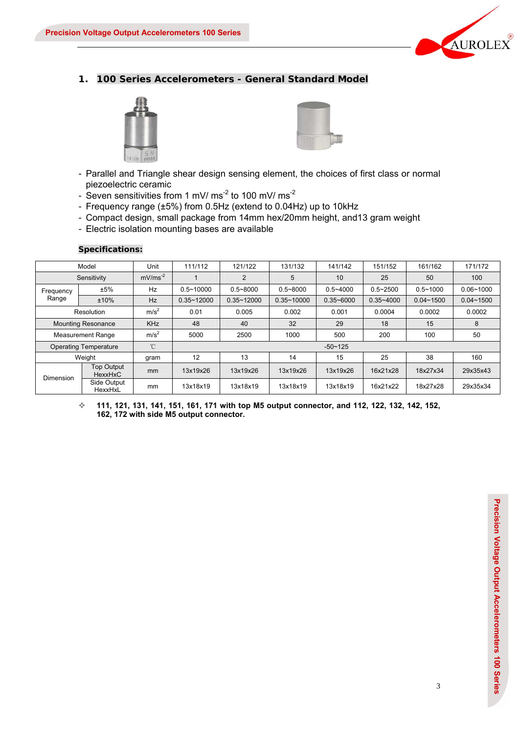## 1. 100 Series Accelerometers - General Standard Model

- Parallel and Triangle shear design sensing element, the choices of first class or normal piezoelectric ceramic
- Seven sensitivities from 1 mV/ $ms^{-2}$ to 100 mV/ $ms^{-2}$
- Frequency range (±5%) from 0.5Hz (extend to 0.04Hz) up to 10kHz
- Compact design, small package from 14mm hex/20mm height, and13 gram weight
- Electric isolation mounting bases are available

**Specifications:**

| Model | | Unit | 111/112 | 121/122 | 131/132 | 141/142 | 151/152 | 161/162 | 171/172 |
|---|---|---|---|---|---|---|---|---|---|
| Sensitivity | | $mV/ms^{-2}$ | 1 | 2 | 5 | 10 | 25 | 50 | 100 |
| Frequency Range | ±5% | Hz | 0.5~10000 | 0.5~8000 | 0.5~8000 | 0.5~4000 | 0.5~2500 | 0.5~1000 | 0.06~1000 |
| | ±10% | Hz | 0.35~12000 | 0.35~12000 | 0.35~10000 | 0.35~6000 | 0.35~4000 | 0.04~1500 | 0.04~1500 |
| Resolution | | $m/s^2$ | 0.01 | 0.005 | 0.002 | 0.001 | 0.0004 | 0.0002 | 0.0002 |
| Mounting Resonance | | KHz | 48 | 40 | 32 | 29 | 18 | 15 | 8 |
| Measurement Range | | $m/s^2$ | 5000 | 2500 | 1000 | 500 | 200 | 100 | 50 |
| Operating Temperature | | ℃ | -50~125 | | | | | | |
| Weight | | gram | 12 | 13 | 14 | 15 | 25 | 38 | 160 |
| Dimension | Top Output HexxHxC | mm | 13x19x26 | 13x19x26 | 13x19x26 | 13x19x26 | 16x21x28 | 18x27x34 | 29x35x43 |
| | Side Output HexxHxL | mm | 13x18x19 | 13x18x19 | 13x18x19 | 13x18x19 | 16x21x22 | 18x27x28 | 29x35x34 |

✧ **111, 121, 131, 141, 151, 161, 171 with top M5 output connector, and 112, 122, 132, 142, 152, 162, 172 with side M5 output connector.**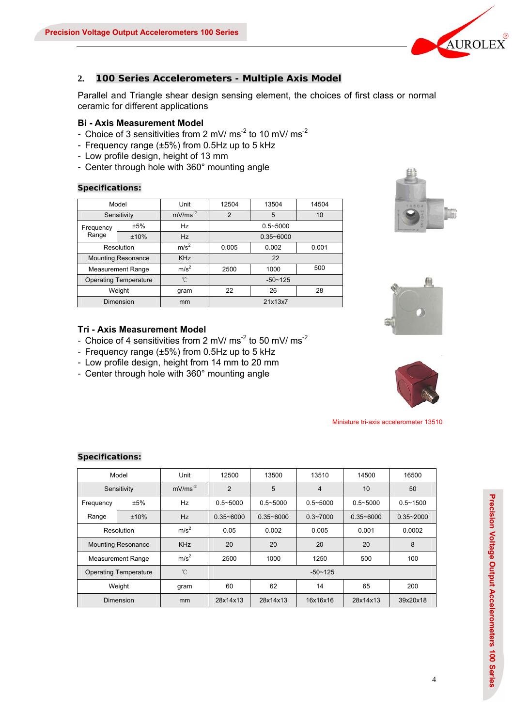## 2. 100 Series Accelerometers - Multiple Axis Model

Parallel and Triangle shear design sensing element, the choices of first class or normal ceramic for different applications

### Bi - Axis Measurement Model

- Choice of 3 sensitivities from 2 mV/ $ms^{-2}$ to 10 mV/ $ms^{-2}$
- Frequency range (±5%) from 0.5Hz up to 5 kHz
- Low profile design, height of 13 mm
- Center through hole with 360° mounting angle

**Specifications:**

| Model | | Unit | 12504 | 13504 | 14504 |
|---|---|---|---|---|---|
| Sensitivity | | $mV/ms^{-2}$ | 2 | 5 | 10 |
| Frequency Range | ±5% | Hz | 0.5~5000 | | |
| | ±10% | Hz | 0.35~6000 | | |
| Resolution | | $m/s^2$ | 0.005 | 0.002 | 0.001 |
| Mounting Resonance | | KHz | 22 | | |
| Measurement Range | | $m/s^2$ | 2500 | 1000 | 500 |
| Operating Temperature | | ℃ | -50~125 | | |
| Weight | | gram | 22 | 26 | 28 |
| Dimension | | mm | 21x13x7 | | |

### Tri - Axis Measurement Model

- Choice of 4 sensitivities from 2 mV/ $ms^{-2}$ to 50 mV/ $ms^{-2}$
- Frequency range (±5%) from 0.5Hz up to 5 kHz
- Low profile design, height from 14 mm to 20 mm
- Center through hole with 360° mounting angle

Miniature tri-axis accelerometer 13510

**Specifications:**

| Model | | Unit | 12500 | 13500 | 13510 | 14500 | 16500 |
|---|---|---|---|---|---|---|---|
| Sensitivity | | $mV/ms^{-2}$ | 2 | 5 | 4 | 10 | 50 |
| Frequency Range | ±5% | Hz | 0.5~5000 | 0.5~5000 | 0.5~5000 | 0.5~5000 | 0.5~1500 |
| | ±10% | Hz | 0.35~6000 | 0.35~6000 | 0.3~7000 | 0.35~6000 | 0.35~2000 |
| Resolution | | $m/s^2$ | 0.05 | 0.002 | 0.005 | 0.001 | 0.0002 |
| Mounting Resonance | | KHz | 20 | 20 | 20 | 20 | 8 |
| Measurement Range | | $m/s^2$ | 2500 | 1000 | 1250 | 500 | 100 |
| Operating Temperature | | ℃ | -50~125 | | | | |
| Weight | | gram | 60 | 62 | 14 | 65 | 200 |
| Dimension | | mm | 28x14x13 | 28x14x13 | 16x16x16 | 28x14x13 | 39x20x18 |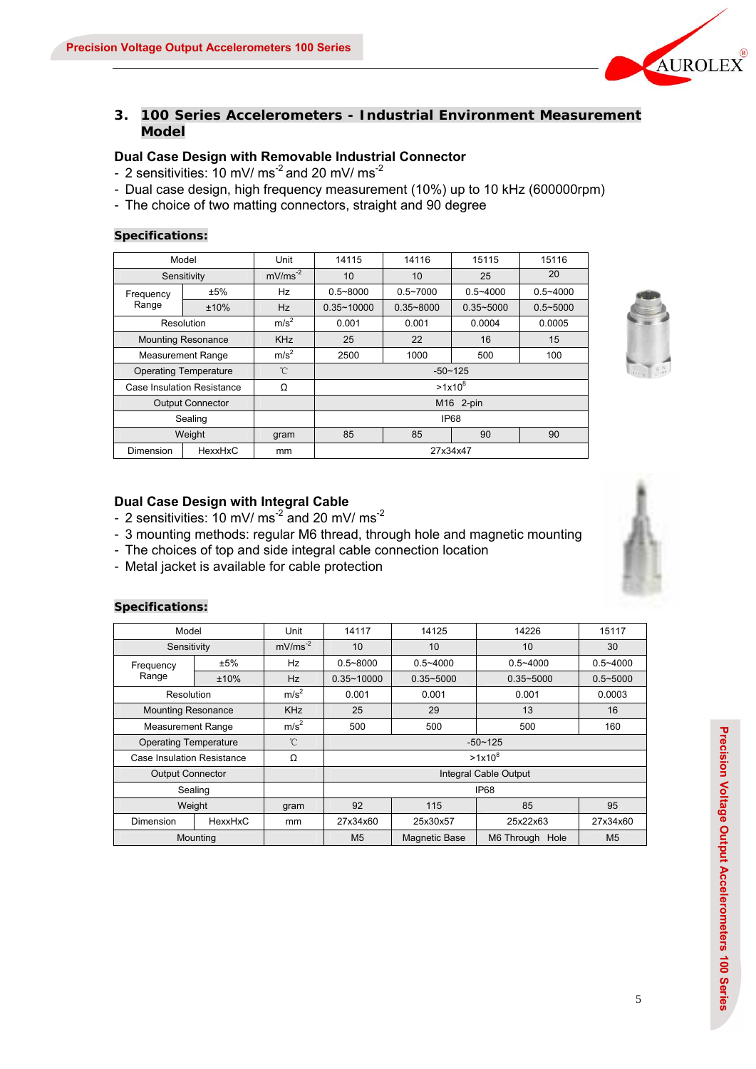## 3. 100 Series Accelerometers - Industrial Environment Measurement Model

### Dual Case Design with Removable Industrial Connector

- 2 sensitivities: 10 mV/ $ms^{-2}$ and 20 mV/ $ms^{-2}$
- Dual case design, high frequency measurement (10%) up to 10 kHz (600000rpm)
- The choice of two matting connectors, straight and 90 degree

**Specifications:**

| Model | | Unit | 14115 | 14116 | 15115 | 15116 |
|---|---|---|---|---|---|---|
| Sensitivity | | $mV/ms^{-2}$ | 10 | 10 | 25 | 20 |
| Frequency Range | ±5% | Hz | 0.5~8000 | 0.5~7000 | 0.5~4000 | 0.5~4000 |
| | ±10% | Hz | 0.35~10000 | 0.35~8000 | 0.35~5000 | 0.5~5000 |
| Resolution | | $m/s^2$ | 0.001 | 0.001 | 0.0004 | 0.0005 |
| Mounting Resonance | | KHz | 25 | 22 | 16 | 15 |
| Measurement Range | | $m/s^2$ | 2500 | 1000 | 500 | 100 |
| Operating Temperature | | ℃ | -50~125 | | | |
| Case Insulation Resistance | | Ω | $>1x10^8$ | | | |
| Output Connector | | | M16 2-pin | | | |
| Sealing | | | IP68 | | | |
| Weight | | gram | 85 | 85 | 90 | 90 |
| Dimension | HexxHxC | mm | 27x34x47 | | | |

### Dual Case Design with Integral Cable

- 2 sensitivities: 10 mV/ $ms^{-2}$ and 20 mV/ $ms^{-2}$
- 3 mounting methods: regular M6 thread, through hole and magnetic mounting
- The choices of top and side integral cable connection location
- Metal jacket is available for cable protection

**Specifications:**

| Model | | Unit | 14117 | 14125 | 14226 | 15117 |
|---|---|---|---|---|---|---|
| Sensitivity | | $mV/ms^{-2}$ | 10 | 10 | 10 | 30 |
| Frequency Range | ±5% | Hz | 0.5~8000 | 0.5~4000 | 0.5~4000 | 0.5~4000 |
| | ±10% | Hz | 0.35~10000 | 0.35~5000 | 0.35~5000 | 0.5~5000 |
| Resolution | | $m/s^2$ | 0.001 | 0.001 | 0.001 | 0.0003 |
| Mounting Resonance | | KHz | 25 | 29 | 13 | 16 |
| Measurement Range | | $m/s^2$ | 500 | 500 | 500 | 160 |
| Operating Temperature | | ℃ | -50~125 | | | |
| Case Insulation Resistance | | Ω | $>1x10^8$ | | | |
| Output Connector | | | Integral Cable Output | | | |
| Sealing | | | IP68 | | | |
| Weight | | gram | 92 | 115 | 85 | 95 |
| Dimension | HexxHxC | mm | 27x34x60 | 25x30x57 | 25x22x63 | 27x34x60 |
| Mounting | | | M5 | Magnetic Base | M6 Through Hole | M5 |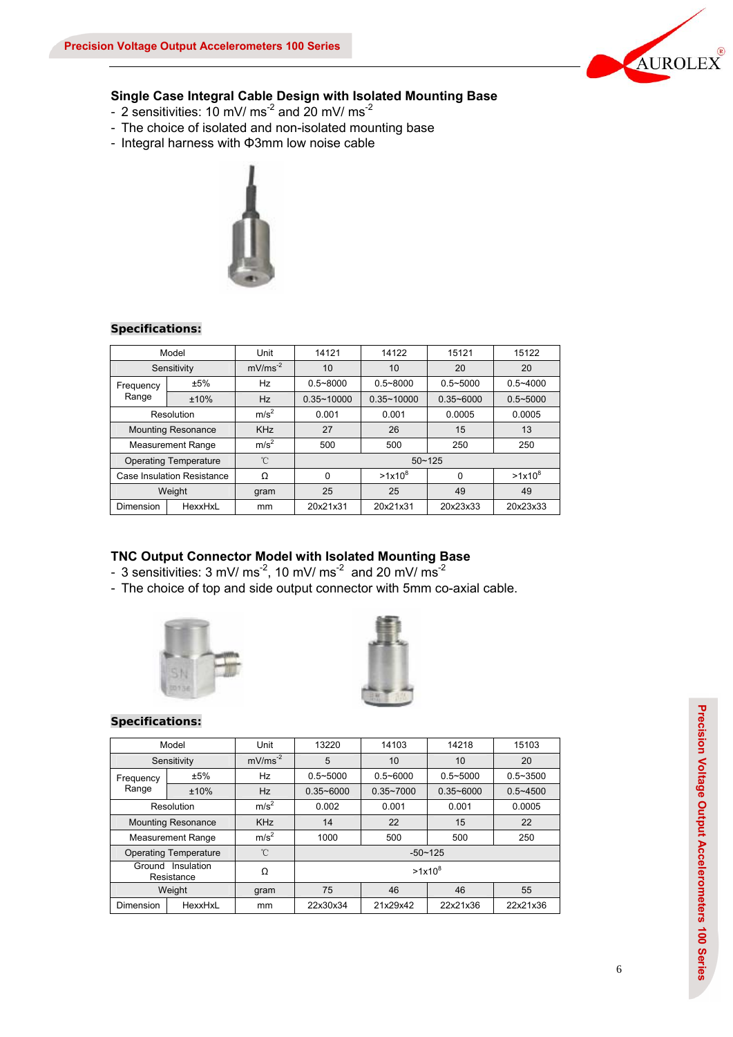## Single Case Integral Cable Design with Isolated Mounting Base

- 2 sensitivities: 10 mV/ $ms^{-2}$ and 20 mV/ $ms^{-2}$
- The choice of isolated and non-isolated mounting base
- Integral harness with Φ3mm low noise cable

**Specifications:**

| Model | | Unit | 14121 | 14122 | 15121 | 15122 |
|---|---|---|---|---|---|---|
| Sensitivity | | $mV/ms^{-2}$ | 10 | 10 | 20 | 20 |
| Frequency Range | ±5% | Hz | 0.5~8000 | 0.5~8000 | 0.5~5000 | 0.5~4000 |
| | ±10% | Hz | 0.35~10000 | 0.35~10000 | 0.35~6000 | 0.5~5000 |
| Resolution | | $m/s^2$ | 0.001 | 0.001 | 0.0005 | 0.0005 |
| Mounting Resonance | | KHz | 27 | 26 | 15 | 13 |
| Measurement Range | | $m/s^2$ | 500 | 500 | 250 | 250 |
| Operating Temperature | | ℃ | 50~125 | | | |
| Case Insulation Resistance | | Ω | 0 | $>1x10^8$ | 0 | $>1x10^8$ |
| Weight | | gram | 25 | 25 | 49 | 49 |
| Dimension | HexxHxL | mm | 20x21x31 | 20x21x31 | 20x23x33 | 20x23x33 |

## TNC Output Connector Model with Isolated Mounting Base

- 3 sensitivities: 3 mV/ $ms^{-2}$, 10 mV/ $ms^{-2}$ and 20 mV/ $ms^{-2}$
- The choice of top and side output connector with 5mm co-axial cable.

**Specifications:**

| Model | | Unit | 13220 | 14103 | 14218 | 15103 |
|---|---|---|---|---|---|---|
| Sensitivity | | $mV/ms^{-2}$ | 5 | 10 | 10 | 20 |
| Frequency Range | ±5% | Hz | 0.5~5000 | 0.5~6000 | 0.5~5000 | 0.5~3500 |
| | ±10% | Hz | 0.35~6000 | 0.35~7000 | 0.35~6000 | 0.5~4500 |
| Resolution | | $m/s^2$ | 0.002 | 0.001 | 0.001 | 0.0005 |
| Mounting Resonance | | KHz | 14 | 22 | 15 | 22 |
| Measurement Range | | $m/s^2$ | 1000 | 500 | 500 | 250 |
| Operating Temperature | | ℃ | -50~125 | | | |
| Ground Insulation Resistance | | Ω | $>1x10^8$ | | | |
| Weight | | gram | 75 | 46 | 46 | 55 |
| Dimension | HexxHxL | mm | 22x30x34 | 21x29x42 | 22x21x36 | 22x21x36 |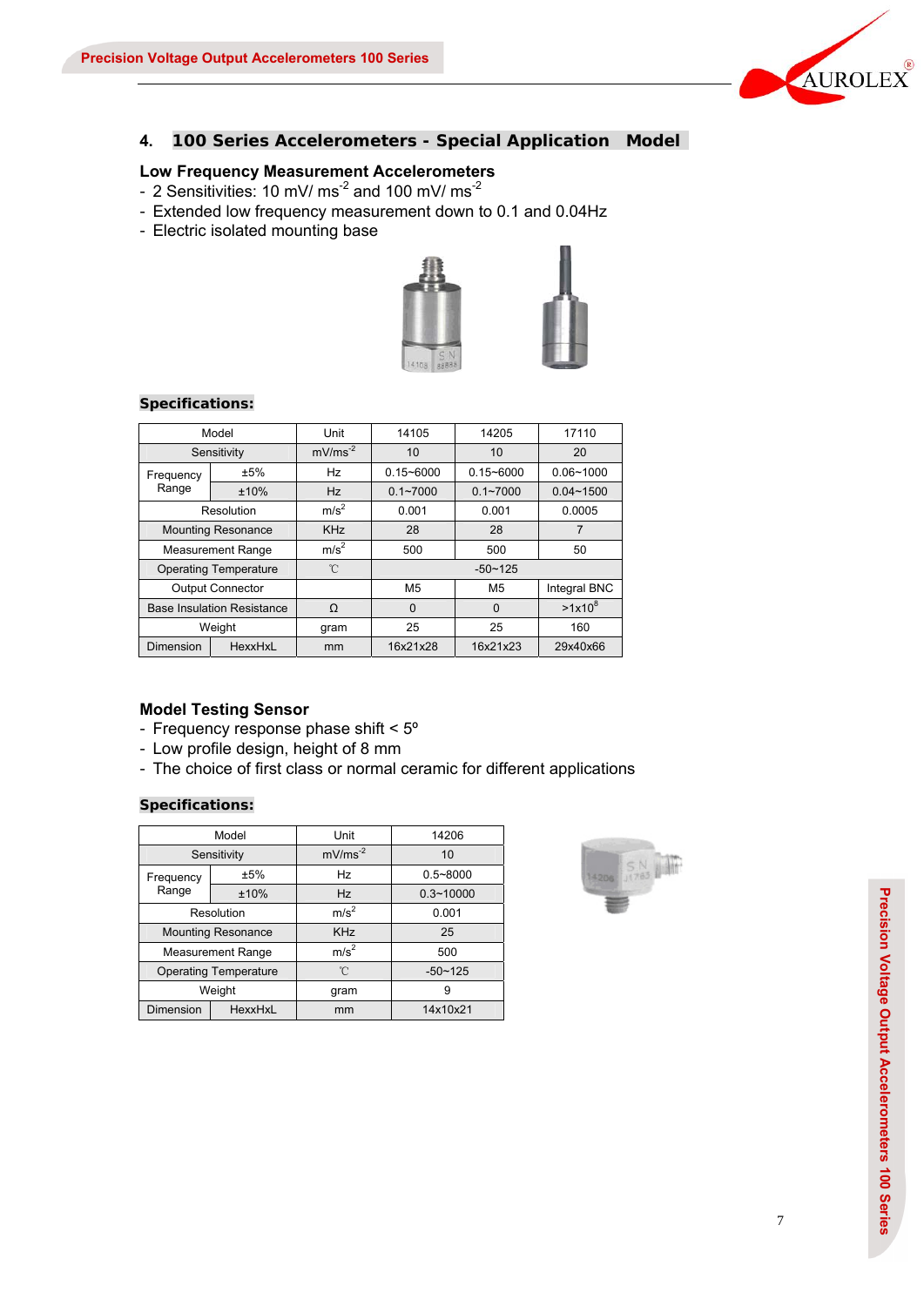## 4. 100 Series Accelerometers - Special Application Model

### Low Frequency Measurement Accelerometers

- 2 Sensitivities: 10 mV/ $ms^{-2}$ and 100 mV/ $ms^{-2}$
- Extended low frequency measurement down to 0.1 and 0.04Hz
- Electric isolated mounting base

**Specifications:**

| Model | | Unit | 14105 | 14205 | 17110 |
|---|---|---|---|---|---|
| Sensitivity | | $mV/ms^{-2}$ | 10 | 10 | 20 |
| Frequency Range | ±5% | Hz | 0.15~6000 | 0.15~6000 | 0.06~1000 |
| | ±10% | Hz | 0.1~7000 | 0.1~7000 | 0.04~1500 |
| Resolution | | $m/s^2$ | 0.001 | 0.001 | 0.0005 |
| Mounting Resonance | | KHz | 28 | 28 | 7 |
| Measurement Range | | $m/s^2$ | 500 | 500 | 50 |
| Operating Temperature | | ℃ | -50~125 | | |
| Output Connector | | | M5 | M5 | Integral BNC |
| Base Insulation Resistance | | Ω | 0 | 0 | $>1x10^8$ |
| Weight | | gram | 25 | 25 | 160 |
| Dimension | HexxHxL | mm | 16x21x28 | 16x21x23 | 29x40x66 |

### Model Testing Sensor

- Frequency response phase shift < 5º
- Low profile design, height of 8 mm
- The choice of first class or normal ceramic for different applications

**Specifications:**

| Model | | Unit | 14206 |
|---|---|---|---|
| Sensitivity | | $mV/ms^{-2}$ | 10 |
| Frequency Range | ±5% | Hz | 0.5~8000 |
| | ±10% | Hz | 0.3~10000 |
| Resolution | | $m/s^2$ | 0.001 |
| Mounting Resonance | | KHz | 25 |
| Measurement Range | | $m/s^2$ | 500 |
| Operating Temperature | | ℃ | -50~125 |
| Weight | | gram | 9 |
| Dimension | HexxHxL | mm | 14x10x21 |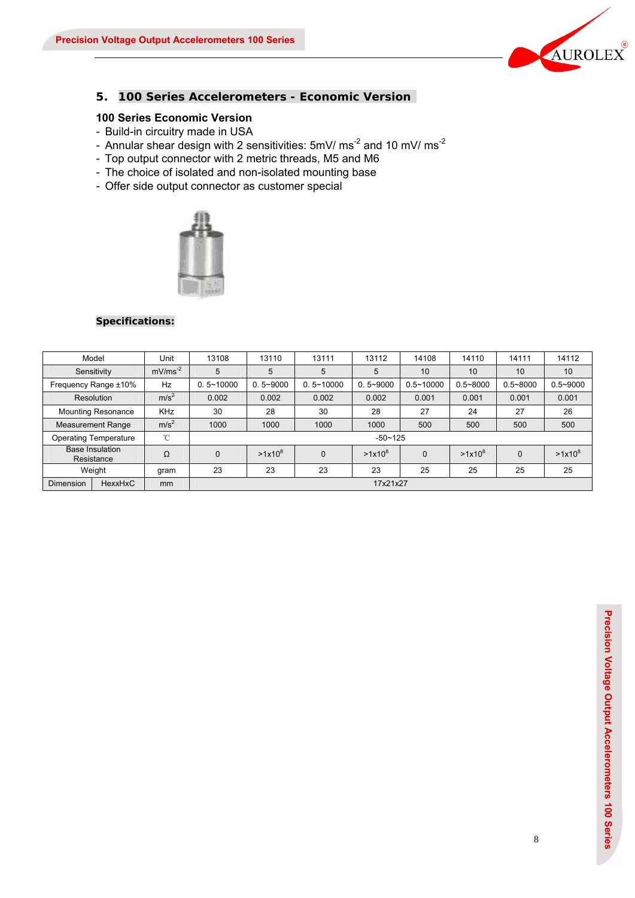## 5. 100 Series Accelerometers - Economic Version

### 100 Series Economic Version

- Build-in circuitry made in USA
- Annular shear design with 2 sensitivities: 5mV/ $ms^{-2}$ and 10 mV/ $ms^{-2}$
- Top output connector with 2 metric threads, M5 and M6
- The choice of isolated and non-isolated mounting base
- Offer side output connector as customer special

**Specifications:**

| Model | | Unit | 13108 | 13110 | 13111 | 13112 | 14108 | 14110 | 14111 | 14112 |
|---|---|---|---|---|---|---|---|---|---|---|
| Sensitivity | | $mV/ms^{-2}$ | 5 | 5 | 5 | 5 | 10 | 10 | 10 | 10 |
| Frequency Range ±10% | | Hz | 0. 5~10000 | 0. 5~9000 | 0. 5~10000 | 0. 5~9000 | 0.5~10000 | 0.5~8000 | 0.5~8000 | 0.5~9000 |
| Resolution | | $m/s^2$ | 0.002 | 0.002 | 0.002 | 0.002 | 0.001 | 0.001 | 0.001 | 0.001 |
| Mounting Resonance | | KHz | 30 | 28 | 30 | 28 | 27 | 24 | 27 | 26 |
| Measurement Range | | $m/s^2$ | 1000 | 1000 | 1000 | 1000 | 500 | 500 | 500 | 500 |
| Operating Temperature | | ℃ | -50~125 | | | | | | | |
| Base Insulation Resistance | | Ω | 0 | $>1x10^8$ | 0 | $>1x10^8$ | 0 | $>1x10^8$ | 0 | $>1x10^8$ |
| Weight | | gram | 23 | 23 | 23 | 23 | 25 | 25 | 25 | 25 |
| Dimension | HexxHxC | mm | 17x21x27 | | | | | | | |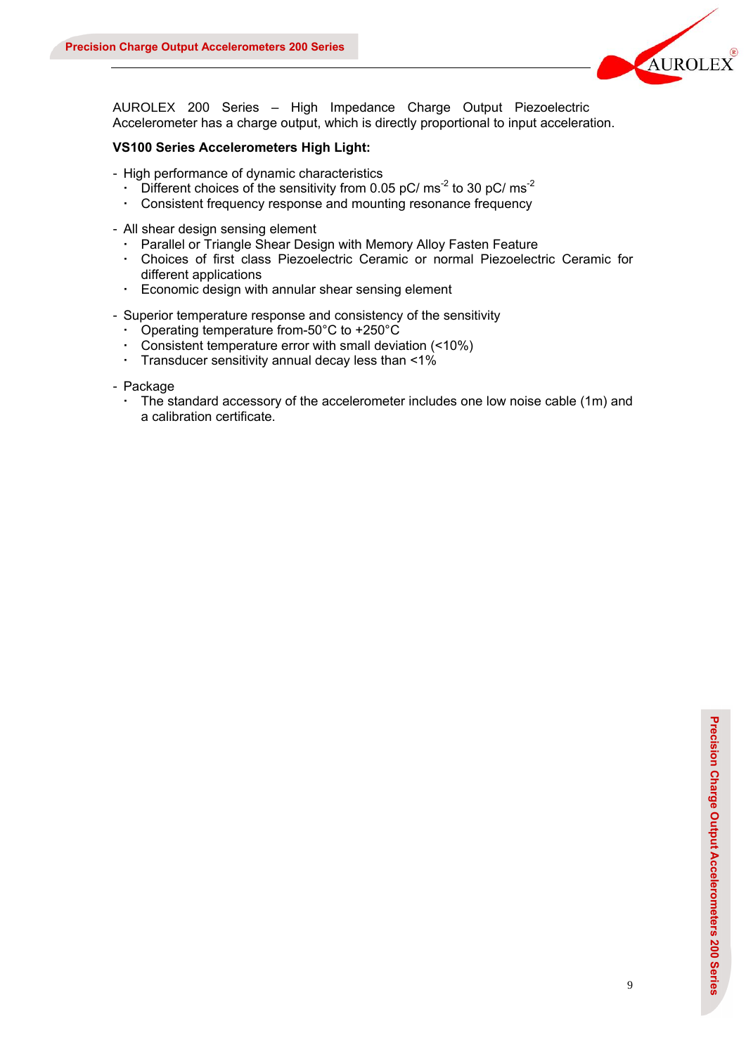AUROLEX 200 Series – High Impedance Charge Output Piezoelectric Accelerometer has a charge output, which is directly proportional to input acceleration.

**VS100 Series Accelerometers High Light:**

- High performance of dynamic characteristics
  - Different choices of the sensitivity from 0.05 pC/ $ms^{-2}$ to 30 pC/ $ms^{-2}$
  - Consistent frequency response and mounting resonance frequency

- All shear design sensing element
  - Parallel or Triangle Shear Design with Memory Alloy Fasten Feature
  - Choices of first class Piezoelectric Ceramic or normal Piezoelectric Ceramic for different applications
  - Economic design with annular shear sensing element

- Superior temperature response and consistency of the sensitivity
  - Operating temperature from-50°C to +250°C
  - Consistent temperature error with small deviation (<10%)
  - Transducer sensitivity annual decay less than <1%

- Package
  - The standard accessory of the accelerometer includes one low noise cable (1m) and a calibration certificate.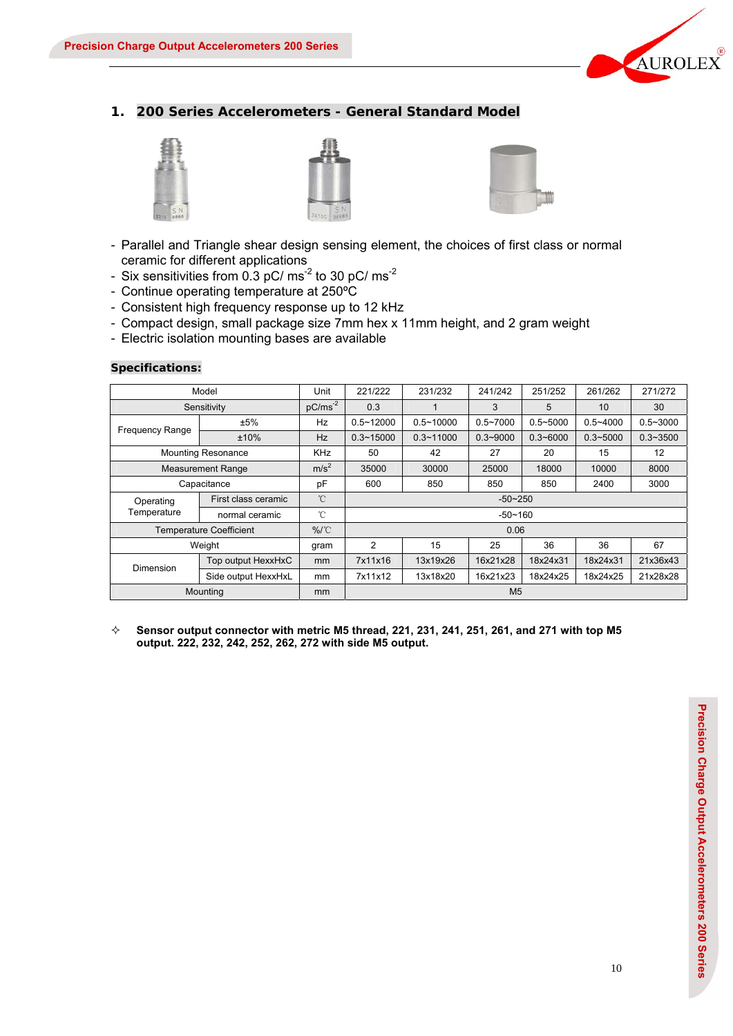## 1. 200 Series Accelerometers - General Standard Model

- Parallel and Triangle shear design sensing element, the choices of first class or normal ceramic for different applications
- Six sensitivities from 0.3 pC/ $ms^{-2}$ to 30 pC/ $ms^{-2}$
- Continue operating temperature at 250ºC
- Consistent high frequency response up to 12 kHz
- Compact design, small package size 7mm hex x 11mm height, and 2 gram weight
- Electric isolation mounting bases are available

**Specifications:**

| Model | | Unit | 221/222 | 231/232 | 241/242 | 251/252 | 261/262 | 271/272 |
|---|---|---|---|---|---|---|---|---|
| Sensitivity | | $pC/ms^{-2}$ | 0.3 | 1 | 3 | 5 | 10 | 30 |
| Frequency Range | ±5% | Hz | 0.5~12000 | 0.5~10000 | 0.5~7000 | 0.5~5000 | 0.5~4000 | 0.5~3000 |
| | ±10% | Hz | 0.3~15000 | 0.3~11000 | 0.3~9000 | 0.3~6000 | 0.3~5000 | 0.3~3500 |
| Mounting Resonance | | KHz | 50 | 42 | 27 | 20 | 15 | 12 |
| Measurement Range | | $m/s^2$ | 35000 | 30000 | 25000 | 18000 | 10000 | 8000 |
| Capacitance | | pF | 600 | 850 | 850 | 850 | 2400 | 3000 |
| Operating Temperature | First class ceramic | ℃ | -50~250 | | | | | |
| | normal ceramic | ℃ | -50~160 | | | | | |
| Temperature Coefficient | | %/℃ | 0.06 | | | | | |
| Weight | | gram | 2 | 15 | 25 | 36 | 36 | 67 |
| Dimension | Top output HexxHxC | mm | 7x11x16 | 13x19x26 | 16x21x28 | 18x24x31 | 18x24x31 | 21x36x43 |
| | Side output HexxHxL | mm | 7x11x12 | 13x18x20 | 16x21x23 | 18x24x25 | 18x24x25 | 21x28x28 |
| Mounting | | mm | M5 | | | | | |

✧ **Sensor output connector with metric M5 thread, 221, 231, 241, 251, 261, and 271 with top M5 output. 222, 232, 242, 252, 262, 272 with side M5 output.**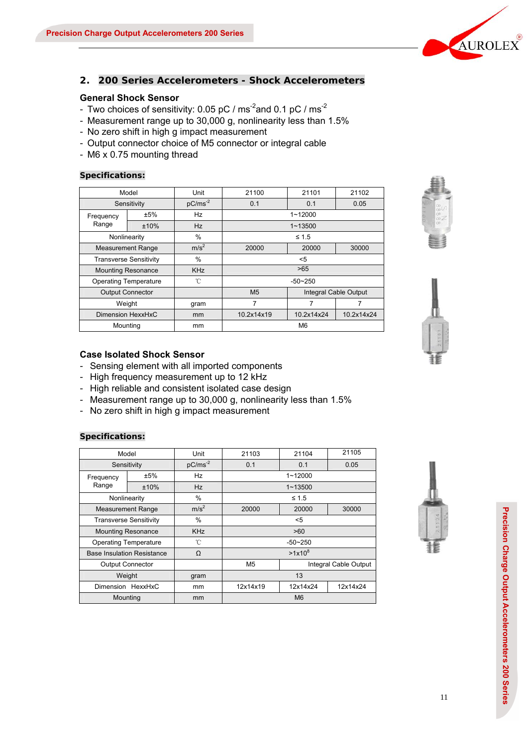## 2. 200 Series Accelerometers - Shock Accelerometers

### General Shock Sensor

- Two choices of sensitivity: 0.05 pC / $ms^{-2}$ and 0.1 pC / $ms^{-2}$
- Measurement range up to 30,000 g, nonlinearity less than 1.5%
- No zero shift in high g impact measurement
- Output connector choice of M5 connector or integral cable
- M6 x 0.75 mounting thread

**Specifications:**

| Model | | Unit | 21100 | 21101 | 21102 |
|---|---|---|---|---|---|
| Sensitivity | | pC/$ms^{-2}$ | 0.1 | 0.1 | 0.05 |
| Frequency Range | ±5% | Hz | 1~12000 | | |
| | ±10% | Hz | 1~13500 | | |
| Nonlinearity | | % | ≤ 1.5 | | |
| Measurement Range | | $m/s^2$ | 20000 | 20000 | 30000 |
| Transverse Sensitivity | | % | <5 | | |
| Mounting Resonance | | KHz | >65 | | |
| Operating Temperature | | ℃ | -50~250 | | |
| Output Connector | | | M5 | Integral Cable Output | |
| Weight | | gram | 7 | 7 | 7 |
| Dimension HexxHxC | | mm | 10.2x14x19 | 10.2x14x24 | 10.2x14x24 |
| Mounting | | mm | M6 | | |

### Case Isolated Shock Sensor

- Sensing element with all imported components
- High frequency measurement up to 12 kHz
- High reliable and consistent isolated case design
- Measurement range up to 30,000 g, nonlinearity less than 1.5%
- No zero shift in high g impact measurement

**Specifications:**

| Model | | Unit | 21103 | 21104 | 21105 |
|---|---|---|---|---|---|
| Sensitivity | | pC/$ms^{-2}$ | 0.1 | 0.1 | 0.05 |
| Frequency Range | ±5% | Hz | 1~12000 | | |
| | ±10% | Hz | 1~13500 | | |
| Nonlinearity | | % | ≤ 1.5 | | |
| Measurement Range | | $m/s^2$ | 20000 | 20000 | 30000 |
| Transverse Sensitivity | | % | <5 | | |
| Mounting Resonance | | KHz | >60 | | |
| Operating Temperature | | ℃ | -50~250 | | |
| Base Insulation Resistance | | Ω | $>1x10^8$ | | |
| Output Connector | | | M5 | Integral Cable Output | |
| Weight | | gram | 13 | | |
| Dimension HexxHxC | | mm | 12x14x19 | 12x14x24 | 12x14x24 |
| Mounting | | mm | M6 | | |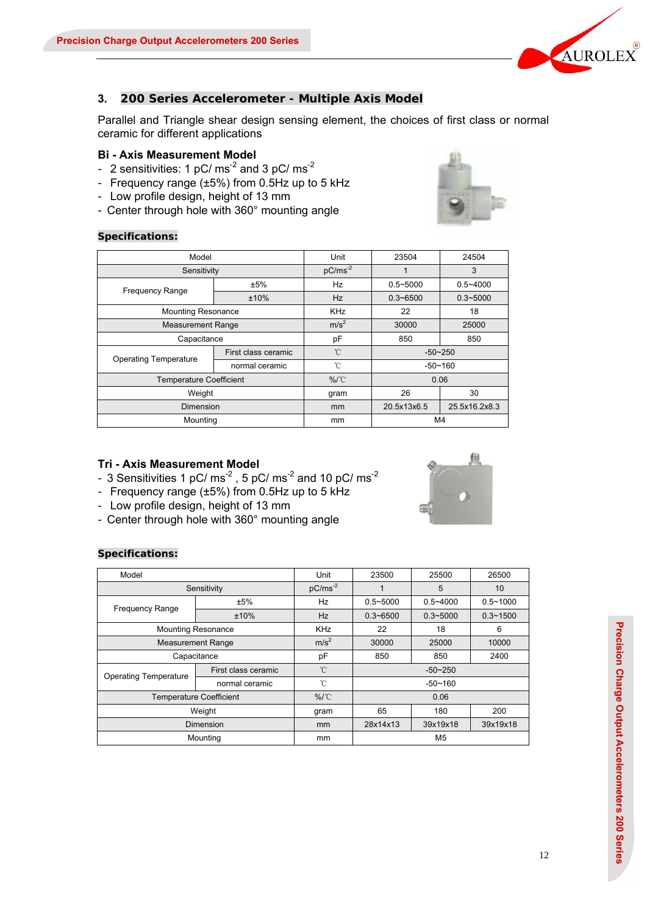## 3. 200 Series Accelerometer - Multiple Axis Model

Parallel and Triangle shear design sensing element, the choices of first class or normal ceramic for different applications

### Bi - Axis Measurement Model

- 2 sensitivities: 1 pC/ ms$^{-2}$ and 3 pC/ ms$^{-2}$
- Frequency range (±5%) from 0.5Hz up to 5 kHz
- Low profile design, height of 13 mm
- Center through hole with 360° mounting angle

**Specifications:**

| Model | | Unit | 23504 | 24504 |
|---|---|---|---|---|
| Sensitivity | | pC/ms$^{-2}$ | 1 | 3 |
| Frequency Range | ±5% | Hz | 0.5~5000 | 0.5~4000 |
| | ±10% | Hz | 0.3~6500 | 0.3~5000 |
| Mounting Resonance | | KHz | 22 | 18 |
| Measurement Range | | m/s$^2$ | 30000 | 25000 |
| Capacitance | | pF | 850 | 850 |
| Operating Temperature | First class ceramic | ℃ | -50~250 | |
| | normal ceramic | ℃ | -50~160 | |
| Temperature Coefficient | | %/℃ | 0.06 | |
| Weight | | gram | 26 | 30 |
| Dimension | | mm | 20.5x13x6.5 | 25.5x16.2x8.3 |
| Mounting | | mm | M4 | |

### Tri - Axis Measurement Model

- 3 Sensitivities 1 pC/ ms$^{-2}$ , 5 pC/ ms$^{-2}$ and 10 pC/ ms$^{-2}$
- Frequency range (±5%) from 0.5Hz up to 5 kHz
- Low profile design, height of 13 mm
- Center through hole with 360° mounting angle

**Specifications:**

| Model | | Unit | 23500 | 25500 | 26500 |
|---|---|---|---|---|---|
| Sensitivity | | pC/ms$^{-2}$ | 1 | 5 | 10 |
| Frequency Range | ±5% | Hz | 0.5~5000 | 0.5~4000 | 0.5~1000 |
| | ±10% | Hz | 0.3~6500 | 0.3~5000 | 0.3~1500 |
| Mounting Resonance | | KHz | 22 | 18 | 6 |
| Measurement Range | | m/s$^2$ | 30000 | 25000 | 10000 |
| Capacitance | | pF | 850 | 850 | 2400 |
| Operating Temperature | First class ceramic | ℃ | -50~250 | | |
| | normal ceramic | ℃ | -50~160 | | |
| Temperature Coefficient | | %/℃ | 0.06 | | |
| Weight | | gram | 65 | 180 | 200 |
| Dimension | | mm | 28x14x13 | 39x19x18 | 39x19x18 |
| Mounting | | mm | M5 | | |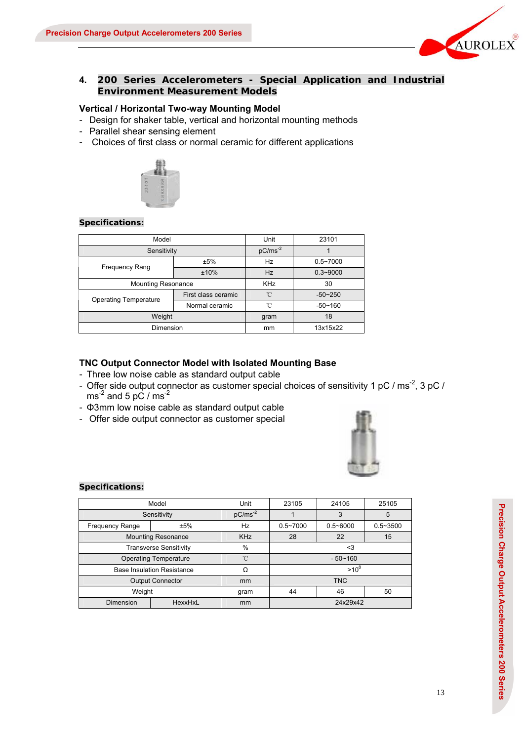## 4. 200 Series Accelerometers - Special Application and Industrial Environment Measurement Models

### Vertical / Horizontal Two-way Mounting Model

- Design for shaker table, vertical and horizontal mounting methods
- Parallel shear sensing element
- Choices of first class or normal ceramic for different applications

**Specifications:**

| Model | | Unit | 23101 |
|---|---|---|---|
| Sensitivity | | pC/ms$^{-2}$ | 1 |
| Frequency Rang | ±5% | Hz | 0.5~7000 |
| | ±10% | Hz | 0.3~9000 |
| Mounting Resonance | | KHz | 30 |
| Operating Temperature | First class ceramic | ℃ | -50~250 |
| | Normal ceramic | ℃ | -50~160 |
| Weight | | gram | 18 |
| Dimension | | mm | 13x15x22 |

### TNC Output Connector Model with Isolated Mounting Base

- Three low noise cable as standard output cable
- Offer side output connector as customer special choices of sensitivity 1 pC / ms$^{-2}$, 3 pC / ms$^{-2}$ and 5 pC / ms$^{-2}$
- Φ3mm low noise cable as standard output cable
- Offer side output connector as customer special

**Specifications:**

| Model | | Unit | 23105 | 24105 | 25105 |
|---|---|---|---|---|---|
| Sensitivity | | pC/ms$^{-2}$ | 1 | 3 | 5 |
| Frequency Range | ±5% | Hz | 0.5~7000 | 0.5~6000 | 0.5~3500 |
| Mounting Resonance | | KHz | 28 | 22 | 15 |
| Transverse Sensitivity | | % | <3 | | |
| Operating Temperature | | ℃ | - 50~160 | | |
| Base Insulation Resistance | | Ω | >$10^8$ | | |
| Output Connector | | mm | TNC | | |
| Weight | | gram | 44 | 46 | 50 |
| Dimension | HexxHxL | mm | 24x29x42 | | |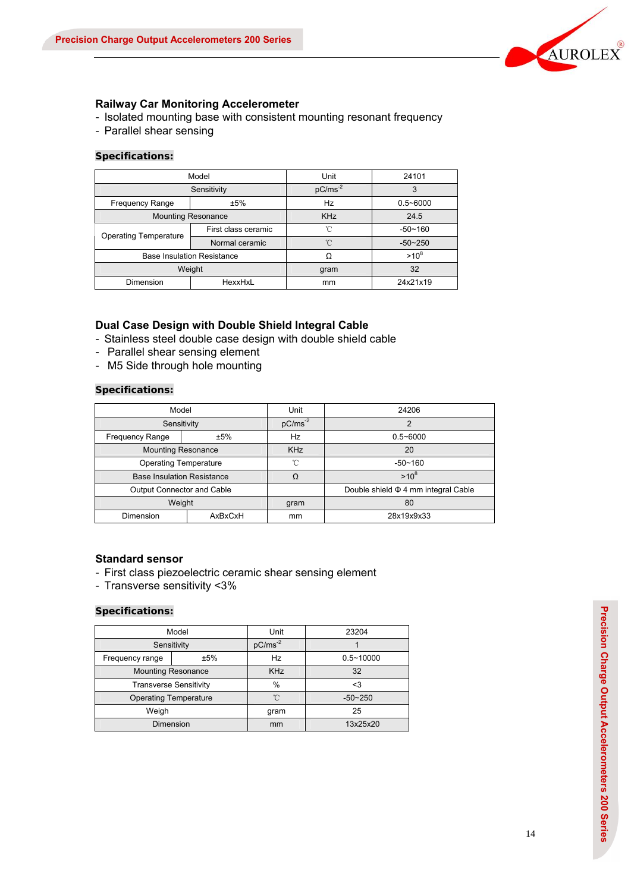## Railway Car Monitoring Accelerometer

- Isolated mounting base with consistent mounting resonant frequency
- Parallel shear sensing

**Specifications:**

| Model | | Unit | 24101 |
|---|---|---|---|
| Sensitivity | | pC/ms$^{-2}$ | 3 |
| Frequency Range | ±5% | Hz | 0.5~6000 |
| Mounting Resonance | | KHz | 24.5 |
| Operating Temperature | First class ceramic | ℃ | -50~160 |
| | Normal ceramic | ℃ | -50~250 |
| Base Insulation Resistance | | Ω | >$10^8$ |
| Weight | | gram | 32 |
| Dimension | HexxHxL | mm | 24x21x19 |

## Dual Case Design with Double Shield Integral Cable

- Stainless steel double case design with double shield cable
- Parallel shear sensing element
- M5 Side through hole mounting

**Specifications:**

| Model | | Unit | 24206 |
|---|---|---|---|
| Sensitivity | | pC/ms$^{-2}$ | 2 |
| Frequency Range | ±5% | Hz | 0.5~6000 |
| Mounting Resonance | | KHz | 20 |
| Operating Temperature | | ℃ | -50~160 |
| Base Insulation Resistance | | Ω | >$10^8$ |
| Output Connector and Cable | | | Double shield Φ 4 mm integral Cable |
| Weight | | gram | 80 |
| Dimension | AxBxCxH | mm | 28x19x9x33 |

## Standard sensor

- First class piezoelectric ceramic shear sensing element
- Transverse sensitivity <3%

**Specifications:**

| Model | | Unit | 23204 |
|---|---|---|---|
| Sensitivity | | pC/ms$^{-2}$ | 1 |
| Frequency range | ±5% | Hz | 0.5~10000 |
| Mounting Resonance | | KHz | 32 |
| Transverse Sensitivity | | % | <3 |
| Operating Temperature | | ℃ | -50~250 |
| Weigh | | gram | 25 |
| Dimension | | mm | 13x25x20 |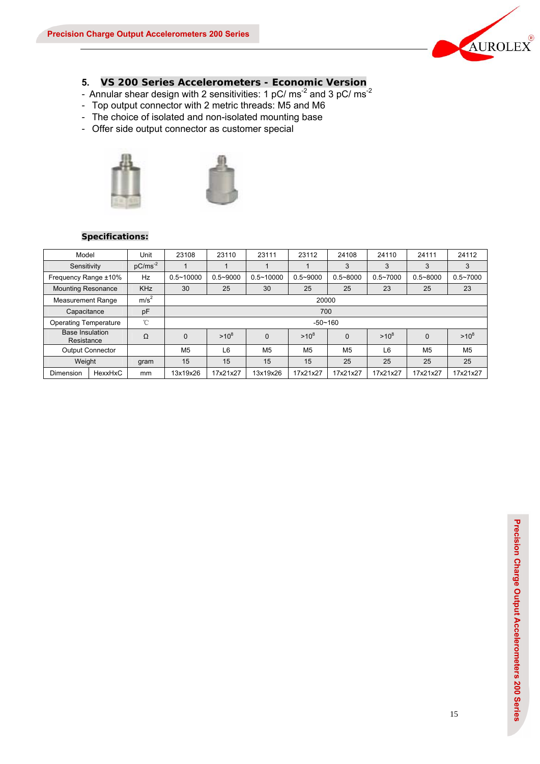## 5. VS 200 Series Accelerometers - Economic Version

- Annular shear design with 2 sensitivities: 1 pC/ $ms^{-2}$ and 3 pC/ $ms^{-2}$
- Top output connector with 2 metric threads: M5 and M6
- The choice of isolated and non-isolated mounting base
- Offer side output connector as customer special

### Specifications:

| Model | | Unit | 23108 | 23110 | 23111 | 23112 | 24108 | 24110 | 24111 | 24112 |
|---|---|---|---|---|---|---|---|---|---|---|
| Sensitivity | | $pC/ms^{-2}$ | 1 | 1 | 1 | 1 | 3 | 3 | 3 | 3 |
| Frequency Range ±10% | | Hz | 0.5~10000 | 0.5~9000 | 0.5~10000 | 0.5~9000 | 0.5~8000 | 0.5~7000 | 0.5~8000 | 0.5~7000 |
| Mounting Resonance | | KHz | 30 | 25 | 30 | 25 | 25 | 23 | 25 | 23 |
| Measurement Range | | $m/s^2$ | 20000 | | | | | | | |
| Capacitance | | pF | 700 | | | | | | | |
| Operating Temperature | | ℃ | -50~160 | | | | | | | |
| Base Insulation Resistance | | Ω | 0 | $>10^8$ | 0 | $>10^8$ | 0 | $>10^8$ | 0 | $>10^8$ |
| Output Connector | | | M5 | L6 | M5 | M5 | M5 | L6 | M5 | M5 |
| Weight | | gram | 15 | 15 | 15 | 15 | 25 | 25 | 25 | 25 |
| Dimension | HexxHxC | mm | 13x19x26 | 17x21x27 | 13x19x26 | 17x21x27 | 17x21x27 | 17x21x27 | 17x21x27 | 17x21x27 |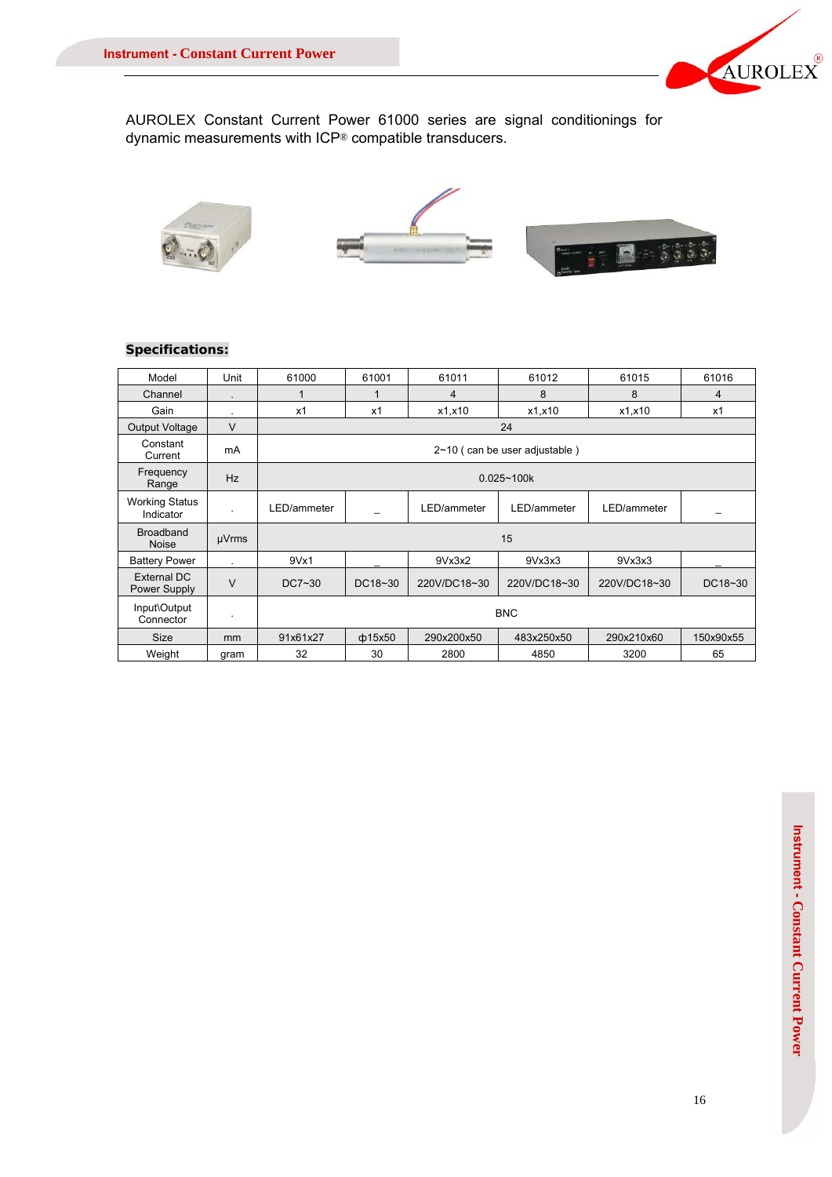AUROLEX Constant Current Power 61000 series are signal conditionings for dynamic measurements with ICP® compatible transducers.

**Specifications:**

| Model | Unit | 61000 | 61001 | 61011 | 61012 | 61015 | 61016 |
|---|---|---|---|---|---|---|---|
| Channel | . | 1 | 1 | 4 | 8 | 8 | 4 |
| Gain | . | x1 | x1 | x1,x10 | x1,x10 | x1,x10 | x1 |
| Output Voltage | V | 24 | | | | | |
| Constant Current | mA | 2~10 ( can be user adjustable ) | | | | | |
| Frequency Range | Hz | 0.025~100k | | | | | |
| Working Status Indicator | . | LED/ammeter | _ | LED/ammeter | LED/ammeter | LED/ammeter | _ |
| Broadband Noise | μVrms | 15 | | | | | |
| Battery Power | . | 9Vx1 | _ | 9Vx3x2 | 9Vx3x3 | 9Vx3x3 | _ |
| External DC Power Supply | V | DC7~30 | DC18~30 | 220V/DC18~30 | 220V/DC18~30 | 220V/DC18~30 | DC18~30 |
| Input\Output Connector | . | BNC | | | | | |
| Size | mm | 91x61x27 | ф15x50 | 290x200x50 | 483x250x50 | 290x210x60 | 150x90x55 |
| Weight | gram | 32 | 30 | 2800 | 4850 | 3200 | 65 |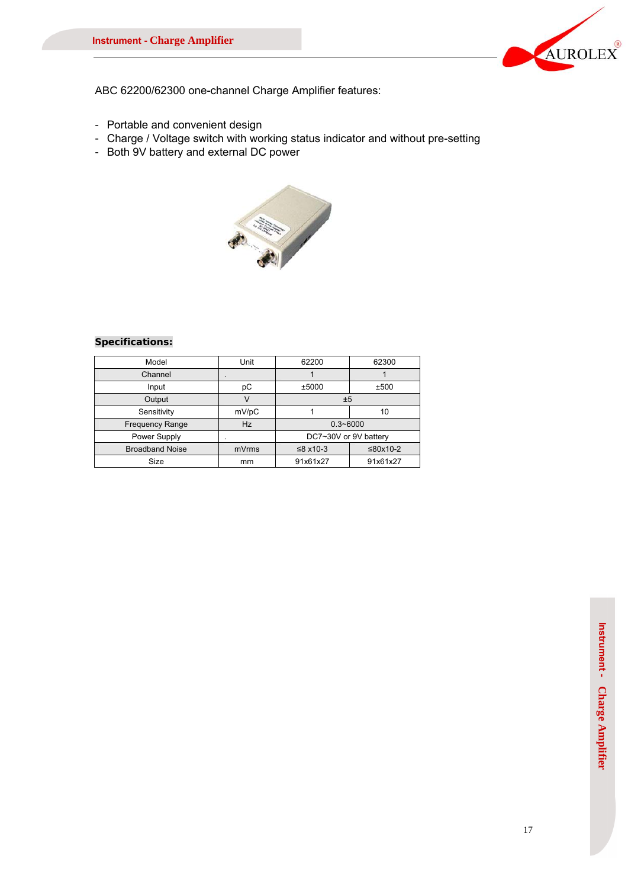ABC 62200/62300 one-channel Charge Amplifier features:

- Portable and convenient design
- Charge / Voltage switch with working status indicator and without pre-setting
- Both 9V battery and external DC power

**Specifications:**

| Model | Unit | 62200 | 62300 |
|---|---|---|---|
| Channel | . | 1 | 1 |
| Input | pC | ±5000 | ±500 |
| Output | V | ±5 | |
| Sensitivity | mV/pC | 1 | 10 |
| Frequency Range | Hz | 0.3~6000 | |
| Power Supply | . | DC7~30V or 9V battery | |
| Broadband Noise | mVrms | ≤8 x10-3 | ≤80x10-2 |
| Size | mm | 91x61x27 | 91x61x27 |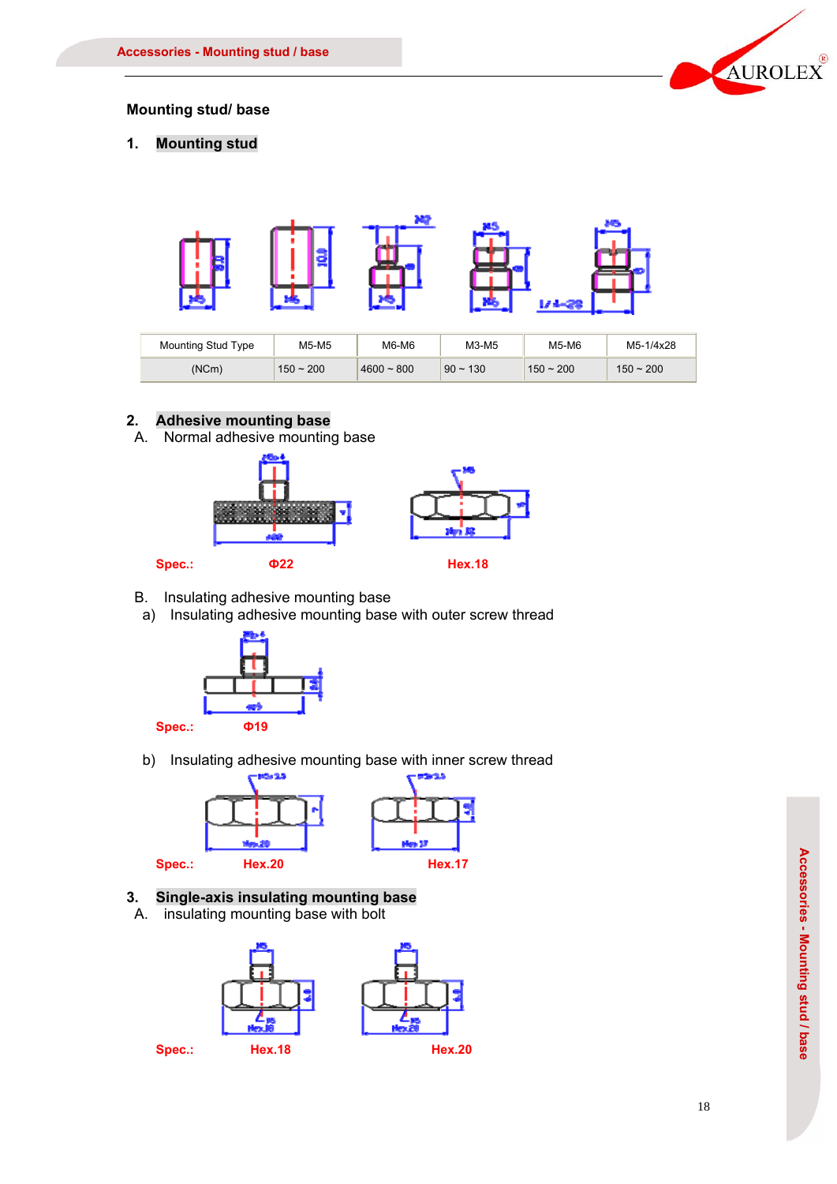## Mounting stud/ base

### 1. Mounting stud

| Mounting Stud Type | M5-M5 | M6-M6 | M3-M5 | M5-M6 | M5-1/4x28 |
|---|---|---|---|---|---|
| (NCm) | 150 ~ 200 | 4600 ~ 800 | 90 ~ 130 | 150 ~ 200 | 150 ~ 200 |

### 2. Adhesive mounting base

A. Normal adhesive mounting base

Spec.: Φ22 Hex.18

B. Insulating adhesive mounting base

a) Insulating adhesive mounting base with outer screw thread

Spec.: Φ19

b) Insulating adhesive mounting base with inner screw thread

Spec.: Hex.20 Hex.17

### 3. Single-axis insulating mounting base

A. insulating mounting base with bolt

Spec.: Hex.18 Hex.20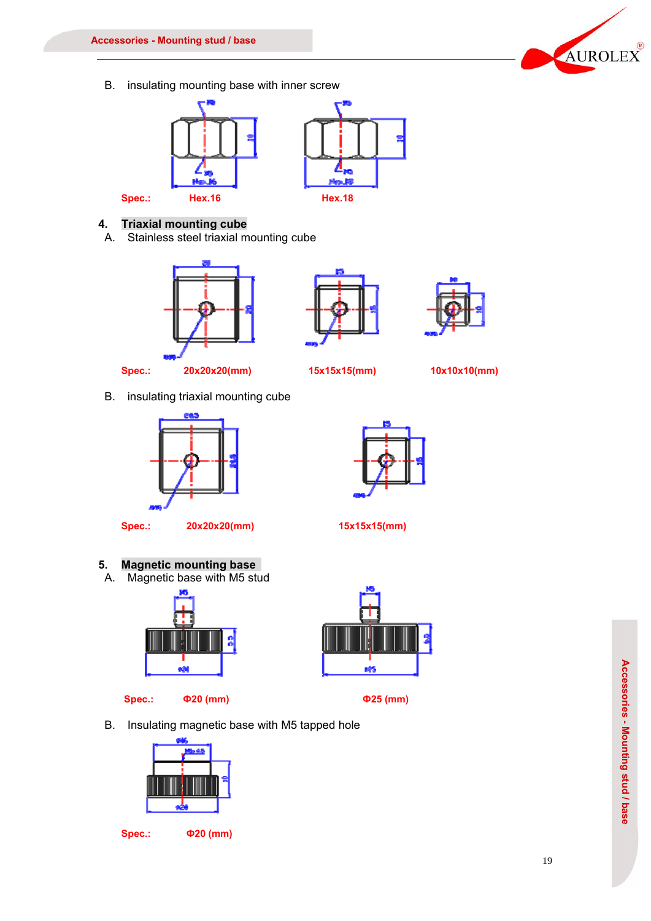B. insulating mounting base with inner screw

Spec.: Hex.16 Hex.18

## 4. Triaxial mounting cube

A. Stainless steel triaxial mounting cube

Spec.: 20x20x20(mm) 15x15x15(mm) 10x10x10(mm)

B. insulating triaxial mounting cube

Spec.: 20x20x20(mm) 15x15x15(mm)

## 5. Magnetic mounting base

A. Magnetic base with M5 stud

Spec.: Φ20 (mm) Φ25 (mm)

B. Insulating magnetic base with M5 tapped hole

Spec.: Φ20 (mm)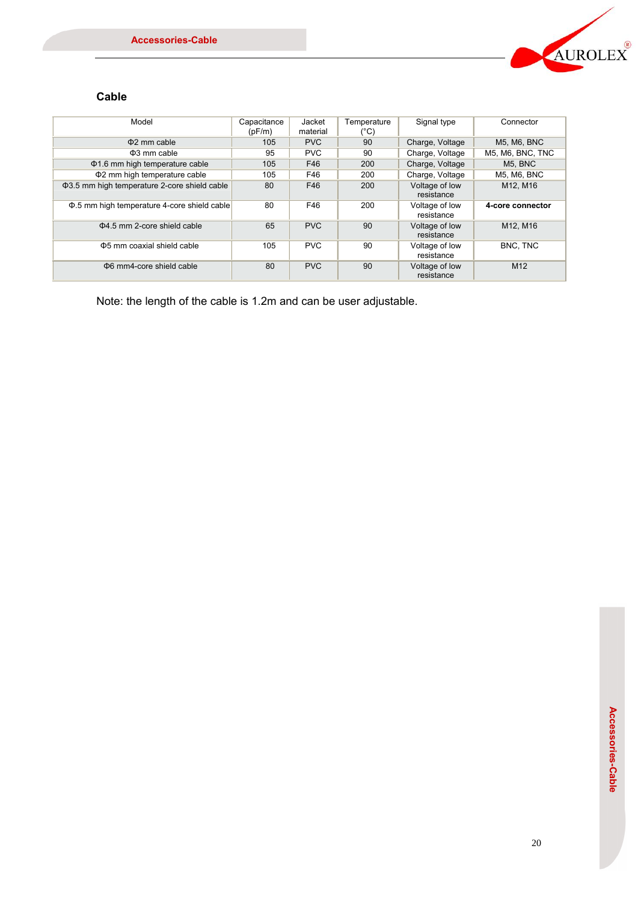## Cable

| Model | Capacitance (pF/m) | Jacket material | Temperature (°C) | Signal type | Connector |
|---|---|---|---|---|---|
| Φ2 mm cable | 105 | PVC | 90 | Charge, Voltage | M5, M6, BNC |
| Φ3 mm cable | 95 | PVC | 90 | Charge, Voltage | M5, M6, BNC, TNC |
| Φ1.6 mm high temperature cable | 105 | F46 | 200 | Charge, Voltage | M5, BNC |
| Φ2 mm high temperature cable | 105 | F46 | 200 | Charge, Voltage | M5, M6, BNC |
| Φ3.5 mm high temperature 2-core shield cable | 80 | F46 | 200 | Voltage of low resistance | M12, M16 |
| Φ.5 mm high temperature 4-core shield cable | 80 | F46 | 200 | Voltage of low resistance | **4-core connector** |
| Φ4.5 mm 2-core shield cable | 65 | PVC | 90 | Voltage of low resistance | M12, M16 |
| Φ5 mm coaxial shield cable | 105 | PVC | 90 | Voltage of low resistance | BNC, TNC |
| Φ6 mm4-core shield cable | 80 | PVC | 90 | Voltage of low resistance | M12 |

Note: the length of the cable is 1.2m and can be user adjustable.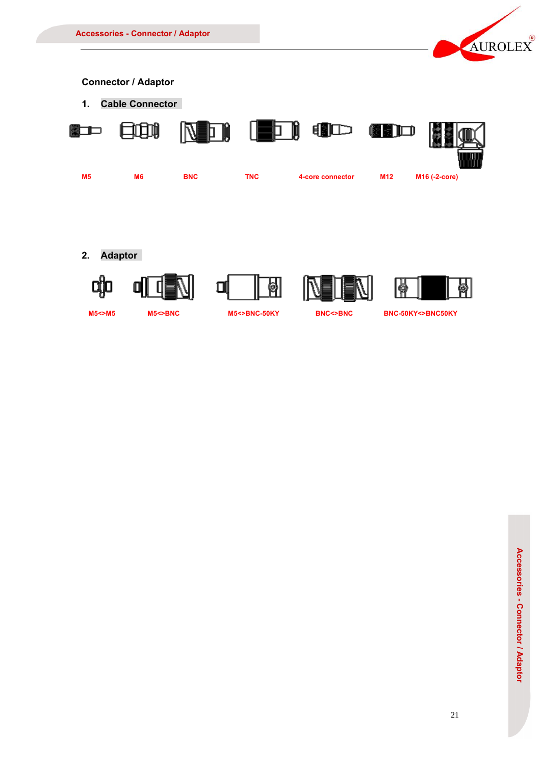## Connector / Adaptor

### 1. Cable Connector

M5 M6 BNC TNC 4-core connector M12 M16 (-2-core)

### 2. Adaptor

M5<>M5 M5<>BNC M5<>BNC-50KY BNC<>BNC BNC-50KY<>BNC50KY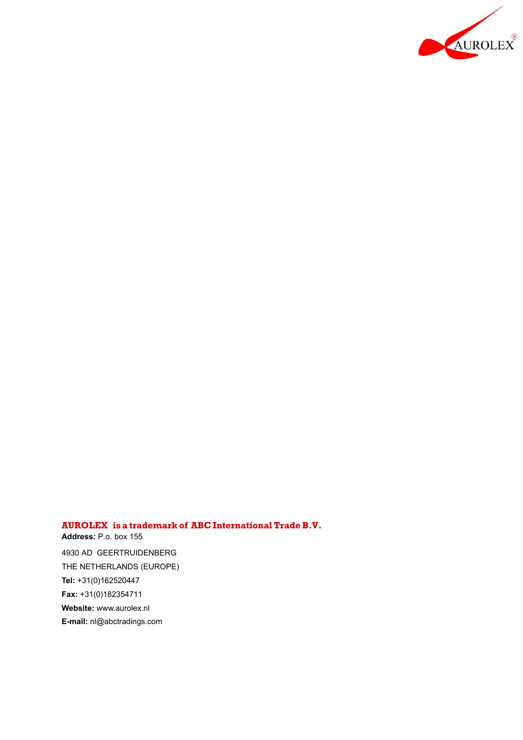AUROLEX®

**AUROLEX is a trademark of ABC International Trade B.V.**

**Address:** P.o. box 155

4930 AD GEERTRUIDENBERG

THE NETHERLANDS (EUROPE)

**Tel:** +31(0)162520447

**Fax:** +31(0)182354711

**Website:** www.aurolex.nl

**E-mail:** nl@abctradings.com